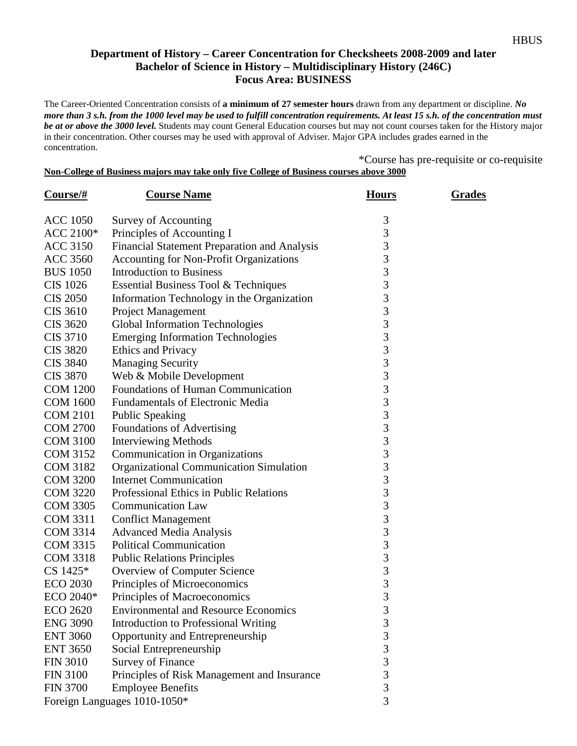HBUS

**Department of History – Career Concentration for Checksheets 2008-2009 and later**
**Bachelor of Science in History – Multidisciplinary History (246C)**
**Focus Area: BUSINESS**

The Career-Oriented Concentration consists of **a minimum of 27 semester hours** drawn from any department or discipline. ***No more than 3 s.h. from the 1000 level may be used to fulfill concentration requirements. At least 15 s.h. of the concentration must be at or above the 3000 level.*** Students may count General Education courses but may not count courses taken for the History major in their concentration. Other courses may be used with approval of Adviser. Major GPA includes grades earned in the concentration.

*Course has pre-requisite or co-requisite

**Non-College of Business majors may take only five College of Business courses above 3000**

| Course/# | Course Name | Hours | Grades |
|---|---|---|---|
| ACC 1050 | Survey of Accounting | 3 | |
| ACC 2100* | Principles of Accounting I | 3 | |
| ACC 3150 | Financial Statement Preparation and Analysis | 3 | |
| ACC 3560 | Accounting for Non-Profit Organizations | 3 | |
| BUS 1050 | Introduction to Business | 3 | |
| CIS 1026 | Essential Business Tool & Techniques | 3 | |
| CIS 2050 | Information Technology in the Organization | 3 | |
| CIS 3610 | Project Management | 3 | |
| CIS 3620 | Global Information Technologies | 3 | |
| CIS 3710 | Emerging Information Technologies | 3 | |
| CIS 3820 | Ethics and Privacy | 3 | |
| CIS 3840 | Managing Security | 3 | |
| CIS 3870 | Web & Mobile Development | 3 | |
| COM 1200 | Foundations of Human Communication | 3 | |
| COM 1600 | Fundamentals of Electronic Media | 3 | |
| COM 2101 | Public Speaking | 3 | |
| COM 2700 | Foundations of Advertising | 3 | |
| COM 3100 | Interviewing Methods | 3 | |
| COM 3152 | Communication in Organizations | 3 | |
| COM 3182 | Organizational Communication Simulation | 3 | |
| COM 3200 | Internet Communication | 3 | |
| COM 3220 | Professional Ethics in Public Relations | 3 | |
| COM 3305 | Communication Law | 3 | |
| COM 3311 | Conflict Management | 3 | |
| COM 3314 | Advanced Media Analysis | 3 | |
| COM 3315 | Political Communication | 3 | |
| COM 3318 | Public Relations Principles | 3 | |
| CS 1425* | Overview of Computer Science | 3 | |
| ECO 2030 | Principles of Microeconomics | 3 | |
| ECO 2040* | Principles of Macroeconomics | 3 | |
| ECO 2620 | Environmental and Resource Economics | 3 | |
| ENG 3090 | Introduction to Professional Writing | 3 | |
| ENT 3060 | Opportunity and Entrepreneurship | 3 | |
| ENT 3650 | Social Entrepreneurship | 3 | |
| FIN 3010 | Survey of Finance | 3 | |
| FIN 3100 | Principles of Risk Management and Insurance | 3 | |
| FIN 3700 | Employee Benefits | 3 | |
| Foreign Languages 1010-1050* | | 3 | |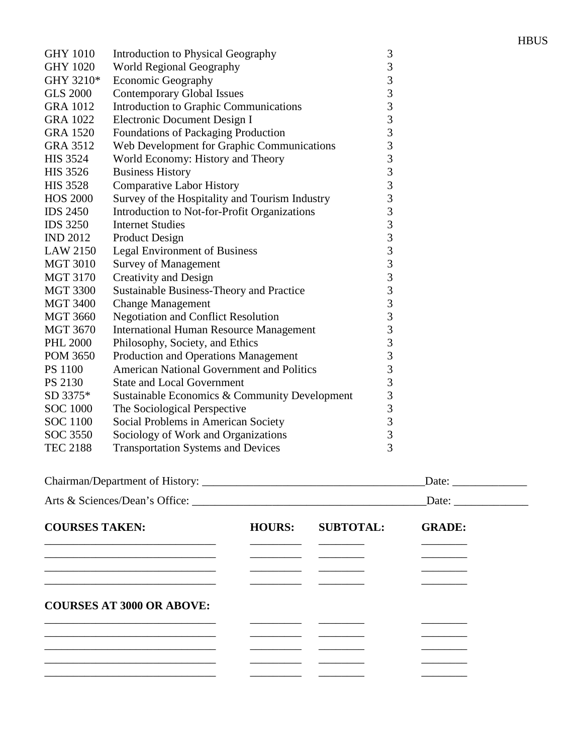| | | |
|---|---|---|
| GHY 1010 | Introduction to Physical Geography | 3 |
| GHY 1020 | World Regional Geography | 3 |
| GHY 3210* | Economic Geography | 3 |
| GLS 2000 | Contemporary Global Issues | 3 |
| GRA 1012 | Introduction to Graphic Communications | 3 |
| GRA 1022 | Electronic Document Design I | 3 |
| GRA 1520 | Foundations of Packaging Production | 3 |
| GRA 3512 | Web Development for Graphic Communications | 3 |
| HIS 3524 | World Economy: History and Theory | 3 |
| HIS 3526 | Business History | 3 |
| HIS 3528 | Comparative Labor History | 3 |
| HOS 2000 | Survey of the Hospitality and Tourism Industry | 3 |
| IDS 2450 | Introduction to Not-for-Profit Organizations | 3 |
| IDS 3250 | Internet Studies | 3 |
| IND 2012 | Product Design | 3 |
| LAW 2150 | Legal Environment of Business | 3 |
| MGT 3010 | Survey of Management | 3 |
| MGT 3170 | Creativity and Design | 3 |
| MGT 3300 | Sustainable Business-Theory and Practice | 3 |
| MGT 3400 | Change Management | 3 |
| MGT 3660 | Negotiation and Conflict Resolution | 3 |
| MGT 3670 | International Human Resource Management | 3 |
| PHL 2000 | Philosophy, Society, and Ethics | 3 |
| POM 3650 | Production and Operations Management | 3 |
| PS 1100 | American National Government and Politics | 3 |
| PS 2130 | State and Local Government | 3 |
| SD 3375* | Sustainable Economics & Community Development | 3 |
| SOC 1000 | The Sociological Perspective | 3 |
| SOC 1100 | Social Problems in American Society | 3 |
| SOC 3550 | Sociology of Work and Organizations | 3 |
| TEC 2188 | Transportation Systems and Devices | 3 |

Chairman/Department of History: ______________________________________Date: _____________

Arts & Sciences/Dean's Office: ________________________________________Date: _____________

| **COURSES TAKEN:** | **HOURS:** | **SUBTOTAL:** | **GRADE:** |
|---|---|---|---|
| ______________________________ | _________ | ________ | ________ |
| ______________________________ | _________ | ________ | ________ |
| ______________________________ | _________ | ________ | ________ |
| ______________________________ | _________ | ________ | ________ |

**COURSES AT 3000 OR ABOVE:**

| | | | |
|---|---|---|---|
| ______________________________ | _________ | ________ | ________ |
| ______________________________ | _________ | ________ | ________ |
| ______________________________ | _________ | ________ | ________ |
| ______________________________ | _________ | ________ | ________ |
| ______________________________ | _________ | ________ | ________ |